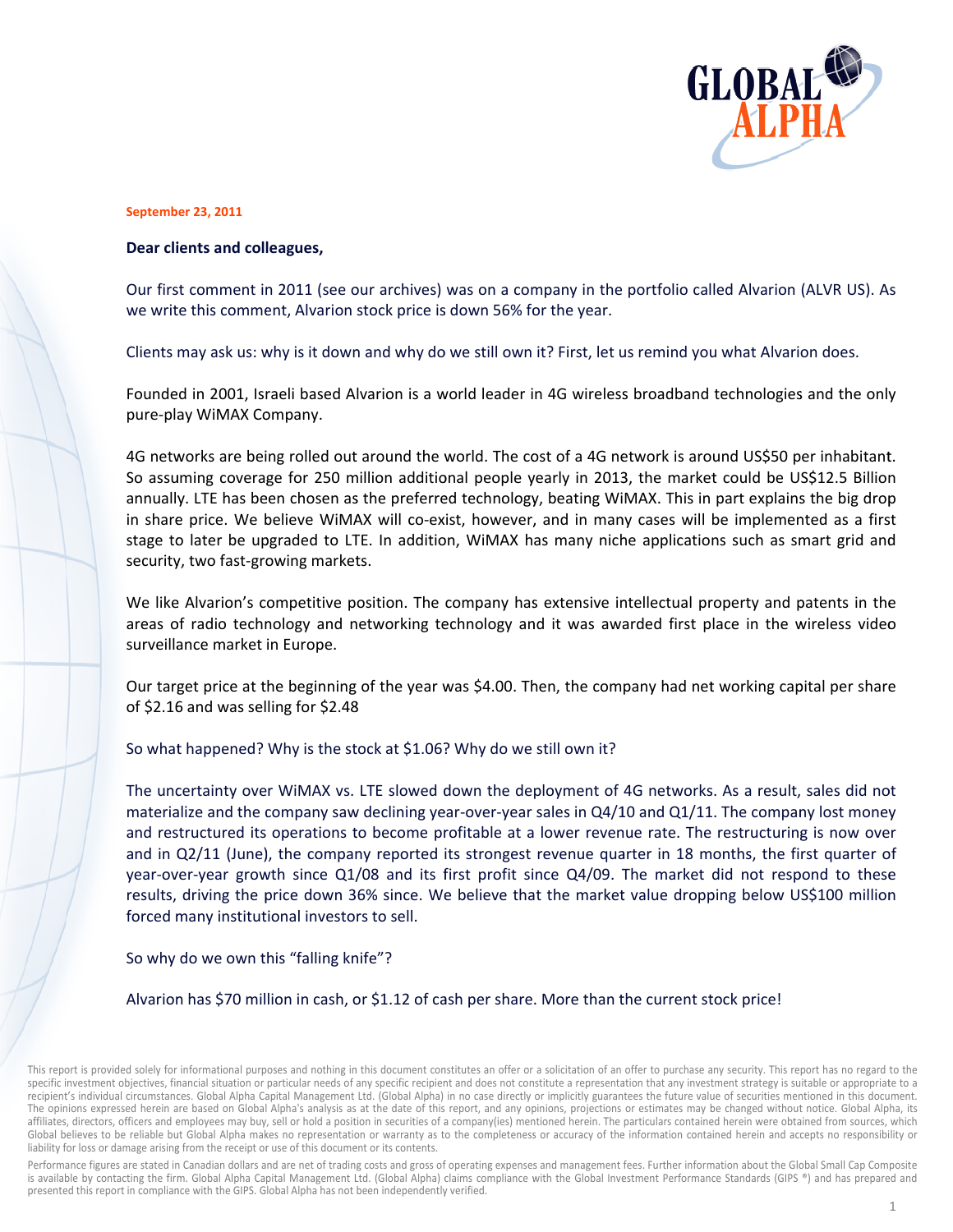**September 23, 2011**

**Dear clients and colleagues,**

Our first comment in 2011 (see our archives) was on a company in the portfolio called Alvarion (ALVR US). As we write this comment, Alvarion stock price is down 56% for the year.

Clients may ask us: why is it down and why do we still own it? First, let us remind you what Alvarion does.

Founded in 2001, Israeli based Alvarion is a world leader in 4G wireless broadband technologies and the only pure-play WiMAX Company.

4G networks are being rolled out around the world. The cost of a 4G network is around US$50 per inhabitant. So assuming coverage for 250 million additional people yearly in 2013, the market could be US$12.5 Billion annually. LTE has been chosen as the preferred technology, beating WiMAX. This in part explains the big drop in share price. We believe WiMAX will co-exist, however, and in many cases will be implemented as a first stage to later be upgraded to LTE. In addition, WiMAX has many niche applications such as smart grid and security, two fast-growing markets.

We like Alvarion's competitive position. The company has extensive intellectual property and patents in the areas of radio technology and networking technology and it was awarded first place in the wireless video surveillance market in Europe.

Our target price at the beginning of the year was $4.00. Then, the company had net working capital per share of $2.16 and was selling for $2.48

So what happened? Why is the stock at $1.06? Why do we still own it?

The uncertainty over WiMAX vs. LTE slowed down the deployment of 4G networks. As a result, sales did not materialize and the company saw declining year-over-year sales in Q4/10 and Q1/11. The company lost money and restructured its operations to become profitable at a lower revenue rate. The restructuring is now over and in Q2/11 (June), the company reported its strongest revenue quarter in 18 months, the first quarter of year-over-year growth since Q1/08 and its first profit since Q4/09. The market did not respond to these results, driving the price down 36% since. We believe that the market value dropping below US$100 million forced many institutional investors to sell.

So why do we own this "falling knife"?

Alvarion has $70 million in cash, or $1.12 of cash per share. More than the current stock price!

This report is provided solely for informational purposes and nothing in this document constitutes an offer or a solicitation of an offer to purchase any security. This report has no regard to the specific investment objectives, financial situation or particular needs of any specific recipient and does not constitute a representation that any investment strategy is suitable or appropriate to a recipient's individual circumstances. Global Alpha Capital Management Ltd. (Global Alpha) in no case directly or implicitly guarantees the future value of securities mentioned in this document. The opinions expressed herein are based on Global Alpha's analysis as at the date of this report, and any opinions, projections or estimates may be changed without notice. Global Alpha, its affiliates, directors, officers and employees may buy, sell or hold a position in securities of a company(ies) mentioned herein. The particulars contained herein were obtained from sources, which Global believes to be reliable but Global Alpha makes no representation or warranty as to the completeness or accuracy of the information contained herein and accepts no responsibility or liability for loss or damage arising from the receipt or use of this document or its contents.

Performance figures are stated in Canadian dollars and are net of trading costs and gross of operating expenses and management fees. Further information about the Global Small Cap Composite is available by contacting the firm. Global Alpha Capital Management Ltd. (Global Alpha) claims compliance with the Global Investment Performance Standards (GIPS ®) and has prepared and presented this report in compliance with the GIPS. Global Alpha has not been independently verified.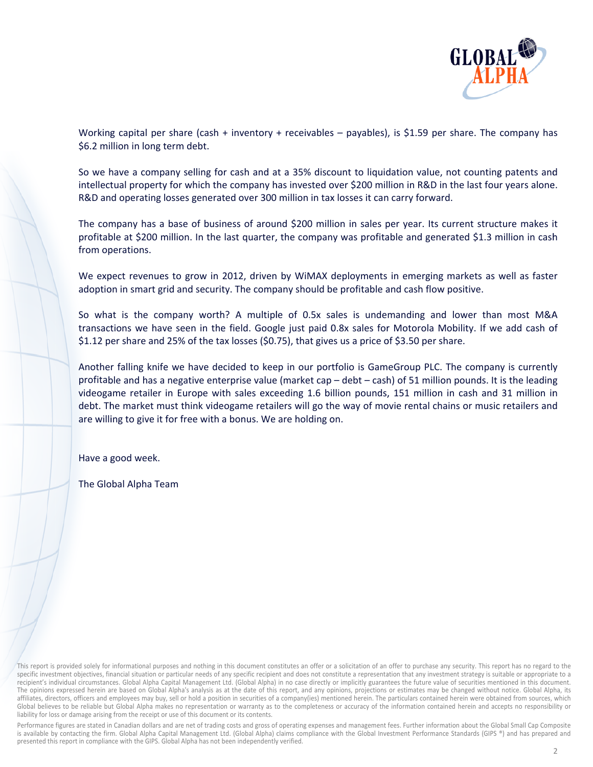Working capital per share (cash + inventory + receivables – payables), is $1.59 per share. The company has $6.2 million in long term debt.

So we have a company selling for cash and at a 35% discount to liquidation value, not counting patents and intellectual property for which the company has invested over $200 million in R&D in the last four years alone. R&D and operating losses generated over 300 million in tax losses it can carry forward.

The company has a base of business of around $200 million in sales per year. Its current structure makes it profitable at $200 million. In the last quarter, the company was profitable and generated $1.3 million in cash from operations.

We expect revenues to grow in 2012, driven by WiMAX deployments in emerging markets as well as faster adoption in smart grid and security. The company should be profitable and cash flow positive.

So what is the company worth? A multiple of 0.5x sales is undemanding and lower than most M&A transactions we have seen in the field. Google just paid 0.8x sales for Motorola Mobility. If we add cash of $1.12 per share and 25% of the tax losses ($0.75), that gives us a price of $3.50 per share.

Another falling knife we have decided to keep in our portfolio is GameGroup PLC. The company is currently profitable and has a negative enterprise value (market cap – debt – cash) of 51 million pounds. It is the leading videogame retailer in Europe with sales exceeding 1.6 billion pounds, 151 million in cash and 31 million in debt. The market must think videogame retailers will go the way of movie rental chains or music retailers and are willing to give it for free with a bonus. We are holding on.

Have a good week.

The Global Alpha Team

This report is provided solely for informational purposes and nothing in this document constitutes an offer or a solicitation of an offer to purchase any security. This report has no regard to the specific investment objectives, financial situation or particular needs of any specific recipient and does not constitute a representation that any investment strategy is suitable or appropriate to a recipient's individual circumstances. Global Alpha Capital Management Ltd. (Global Alpha) in no case directly or implicitly guarantees the future value of securities mentioned in this document. The opinions expressed herein are based on Global Alpha's analysis as at the date of this report, and any opinions, projections or estimates may be changed without notice. Global Alpha, its affiliates, directors, officers and employees may buy, sell or hold a position in securities of a company(ies) mentioned herein. The particulars contained herein were obtained from sources, which Global believes to be reliable but Global Alpha makes no representation or warranty as to the completeness or accuracy of the information contained herein and accepts no responsibility or liability for loss or damage arising from the receipt or use of this document or its contents.

Performance figures are stated in Canadian dollars and are net of trading costs and gross of operating expenses and management fees. Further information about the Global Small Cap Composite is available by contacting the firm. Global Alpha Capital Management Ltd. (Global Alpha) claims compliance with the Global Investment Performance Standards (GIPS ®) and has prepared and presented this report in compliance with the GIPS. Global Alpha has not been independently verified.